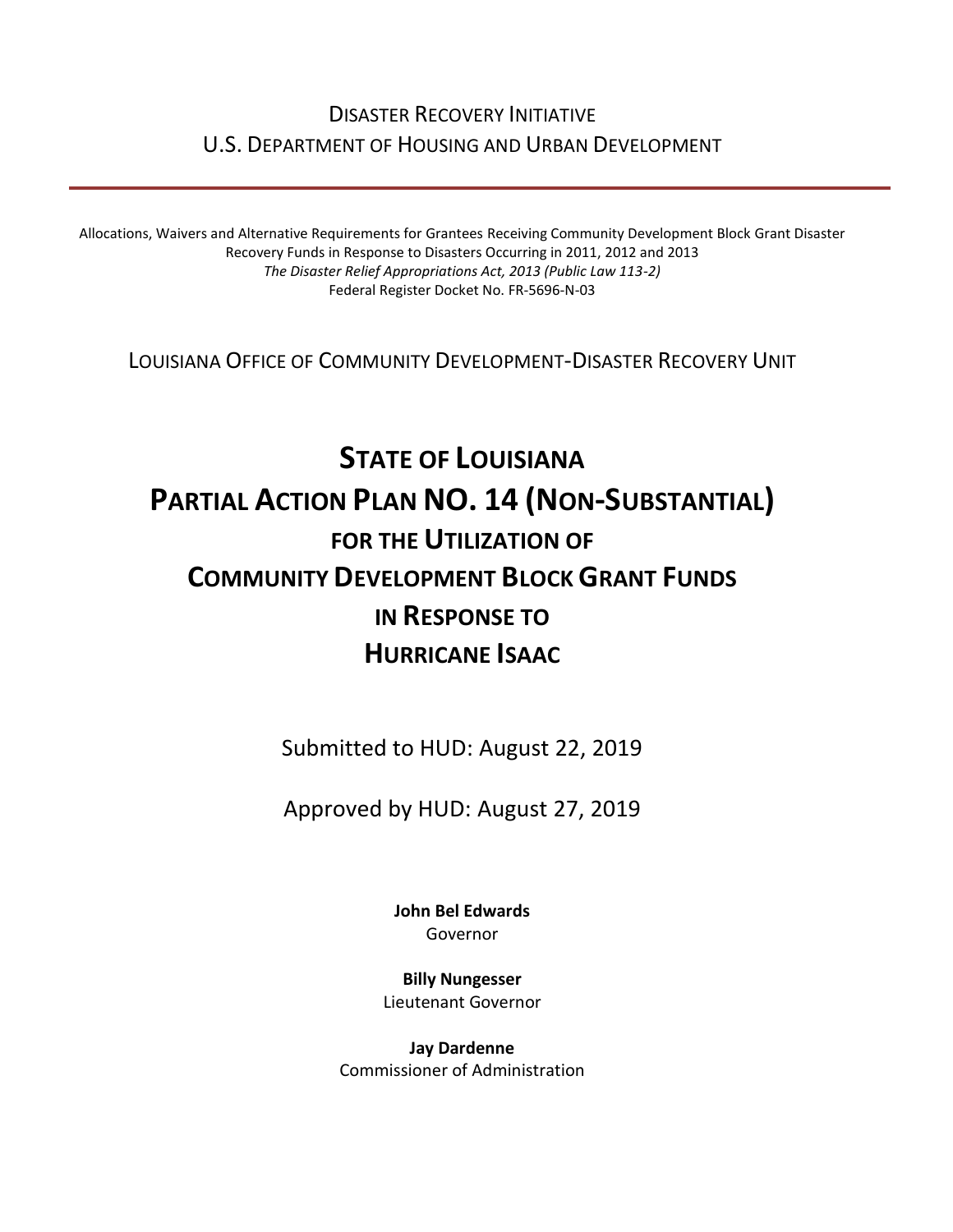DISASTER RECOVERY INITIATIVE
U.S. DEPARTMENT OF HOUSING AND URBAN DEVELOPMENT

---

Allocations, Waivers and Alternative Requirements for Grantees Receiving Community Development Block Grant Disaster Recovery Funds in Response to Disasters Occurring in 2011, 2012 and 2013
*The Disaster Relief Appropriations Act, 2013 (Public Law 113-2)*
Federal Register Docket No. FR-5696-N-03

LOUISIANA OFFICE OF COMMUNITY DEVELOPMENT-DISASTER RECOVERY UNIT

# STATE OF LOUISIANA
# PARTIAL ACTION PLAN NO. 14 (NON-SUBSTANTIAL)
## FOR THE UTILIZATION OF
## COMMUNITY DEVELOPMENT BLOCK GRANT FUNDS
## IN RESPONSE TO
## HURRICANE ISAAC

Submitted to HUD: August 22, 2019

Approved by HUD: August 27, 2019

**John Bel Edwards**
Governor

**Billy Nungesser**
Lieutenant Governor

**Jay Dardenne**
Commissioner of Administration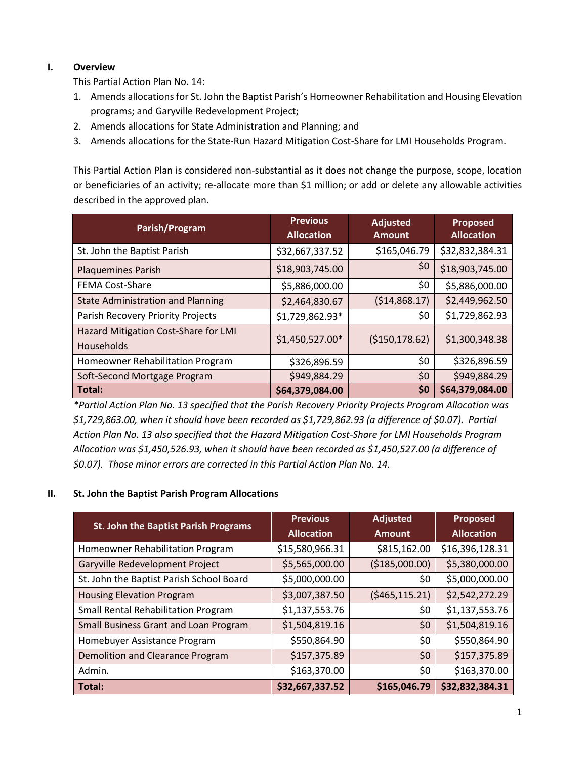## I. Overview

This Partial Action Plan No. 14:

1. Amends allocations for St. John the Baptist Parish's Homeowner Rehabilitation and Housing Elevation programs; and Garyville Redevelopment Project;
2. Amends allocations for State Administration and Planning; and
3. Amends allocations for the State-Run Hazard Mitigation Cost-Share for LMI Households Program.

This Partial Action Plan is considered non-substantial as it does not change the purpose, scope, location or beneficiaries of an activity; re-allocate more than $1 million; or add or delete any allowable activities described in the approved plan.

| Parish/Program | Previous Allocation | Adjusted Amount | Proposed Allocation |
|---|---|---|---|
| St. John the Baptist Parish | $32,667,337.52 | $165,046.79 | $32,832,384.31 |
| Plaquemines Parish | $18,903,745.00 | $0 | $18,903,745.00 |
| FEMA Cost-Share | $5,886,000.00 | $0 | $5,886,000.00 |
| State Administration and Planning | $2,464,830.67 | ($14,868.17) | $2,449,962.50 |
| Parish Recovery Priority Projects | $1,729,862.93* | $0 | $1,729,862.93 |
| Hazard Mitigation Cost-Share for LMI Households | $1,450,527.00* | ($150,178.62) | $1,300,348.38 |
| Homeowner Rehabilitation Program | $326,896.59 | $0 | $326,896.59 |
| Soft-Second Mortgage Program | $949,884.29 | $0 | $949,884.29 |
| **Total:** | **$64,379,084.00** | **$0** | **$64,379,084.00** |

*\*Partial Action Plan No. 13 specified that the Parish Recovery Priority Projects Program Allocation was $1,729,863.00, when it should have been recorded as $1,729,862.93 (a difference of $0.07). Partial Action Plan No. 13 also specified that the Hazard Mitigation Cost-Share for LMI Households Program Allocation was $1,450,526.93, when it should have been recorded as $1,450,527.00 (a difference of $0.07). Those minor errors are corrected in this Partial Action Plan No. 14.*

## II. St. John the Baptist Parish Program Allocations

| St. John the Baptist Parish Programs | Previous Allocation | Adjusted Amount | Proposed Allocation |
|---|---|---|---|
| Homeowner Rehabilitation Program | $15,580,966.31 | $815,162.00 | $16,396,128.31 |
| Garyville Redevelopment Project | $5,565,000.00 | ($185,000.00) | $5,380,000.00 |
| St. John the Baptist Parish School Board | $5,000,000.00 | $0 | $5,000,000.00 |
| Housing Elevation Program | $3,007,387.50 | ($465,115.21) | $2,542,272.29 |
| Small Rental Rehabilitation Program | $1,137,553.76 | $0 | $1,137,553.76 |
| Small Business Grant and Loan Program | $1,504,819.16 | $0 | $1,504,819.16 |
| Homebuyer Assistance Program | $550,864.90 | $0 | $550,864.90 |
| Demolition and Clearance Program | $157,375.89 | $0 | $157,375.89 |
| Admin. | $163,370.00 | $0 | $163,370.00 |
| **Total:** | **$32,667,337.52** | **$165,046.79** | **$32,832,384.31** |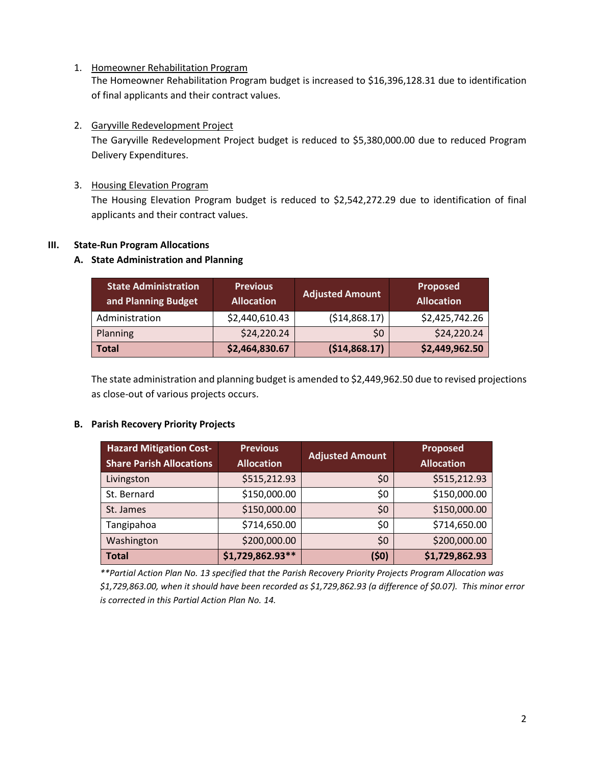1. Homeowner Rehabilitation Program
   The Homeowner Rehabilitation Program budget is increased to $16,396,128.31 due to identification of final applicants and their contract values.

2. Garyville Redevelopment Project
   The Garyville Redevelopment Project budget is reduced to $5,380,000.00 due to reduced Program Delivery Expenditures.

3. Housing Elevation Program
   The Housing Elevation Program budget is reduced to $2,542,272.29 due to identification of final applicants and their contract values.

## III. State-Run Program Allocations

### A. State Administration and Planning

| State Administration and Planning Budget | Previous Allocation | Adjusted Amount | Proposed Allocation |
|---|---|---|---|
| Administration | $2,440,610.43 | ($14,868.17) | $2,425,742.26 |
| Planning | $24,220.24 | $0 | $24,220.24 |
| **Total** | **$2,464,830.67** | **($14,868.17)** | **$2,449,962.50** |

The state administration and planning budget is amended to $2,449,962.50 due to revised projections as close-out of various projects occurs.

### B. Parish Recovery Priority Projects

| Hazard Mitigation Cost-Share Parish Allocations | Previous Allocation | Adjusted Amount | Proposed Allocation |
|---|---|---|---|
| Livingston | $515,212.93 | $0 | $515,212.93 |
| St. Bernard | $150,000.00 | $0 | $150,000.00 |
| St. James | $150,000.00 | $0 | $150,000.00 |
| Tangipahoa | $714,650.00 | $0 | $714,650.00 |
| Washington | $200,000.00 | $0 | $200,000.00 |
| **Total** | **$1,729,862.93\*\*** | **($0)** | **$1,729,862.93** |

*\*\*Partial Action Plan No. 13 specified that the Parish Recovery Priority Projects Program Allocation was $1,729,863.00, when it should have been recorded as $1,729,862.93 (a difference of $0.07). This minor error is corrected in this Partial Action Plan No. 14.*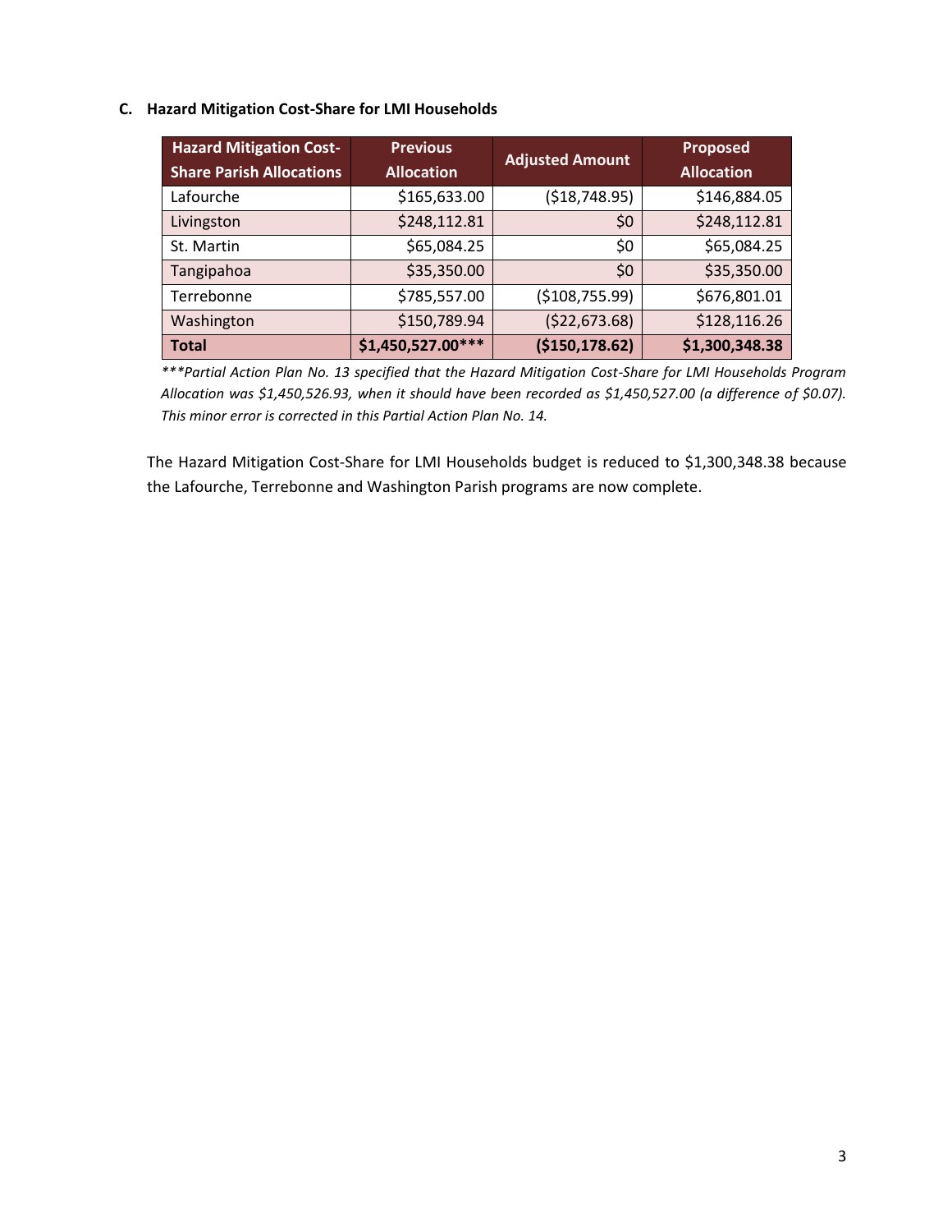### C. Hazard Mitigation Cost-Share for LMI Households

| Hazard Mitigation Cost-Share Parish Allocations | Previous Allocation | Adjusted Amount | Proposed Allocation |
|---|---|---|---|
| Lafourche | $165,633.00 | ($18,748.95) | $146,884.05 |
| Livingston | $248,112.81 | $0 | $248,112.81 |
| St. Martin | $65,084.25 | $0 | $65,084.25 |
| Tangipahoa | $35,350.00 | $0 | $35,350.00 |
| Terrebonne | $785,557.00 | ($108,755.99) | $676,801.01 |
| Washington | $150,789.94 | ($22,673.68) | $128,116.26 |
| **Total** | **$1,450,527.00*** ** | **($150,178.62)** | **$1,300,348.38** |

****Partial Action Plan No. 13 specified that the Hazard Mitigation Cost-Share for LMI Households Program Allocation was $1,450,526.93, when it should have been recorded as $1,450,527.00 (a difference of $0.07). This minor error is corrected in this Partial Action Plan No. 14.*

The Hazard Mitigation Cost-Share for LMI Households budget is reduced to $1,300,348.38 because the Lafourche, Terrebonne and Washington Parish programs are now complete.